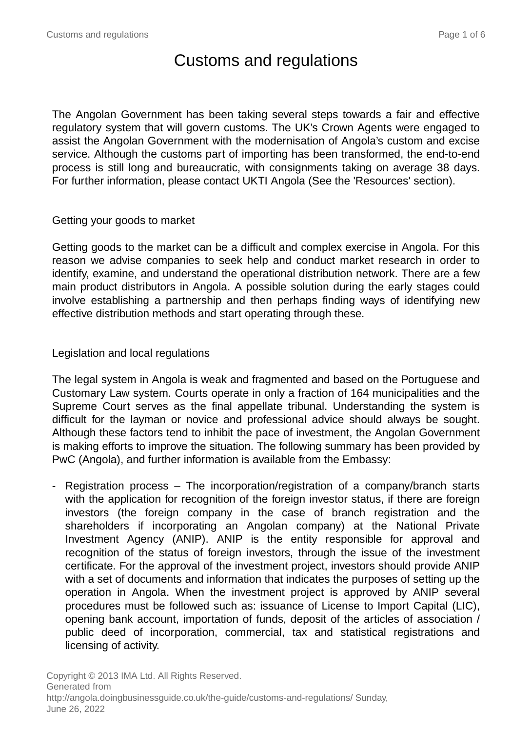# Customs and regulations

The Angolan Government has been taking several steps towards a fair and effective regulatory system that will govern customs. The UK's Crown Agents were engaged to assist the Angolan Government with the modernisation of Angola's custom and excise service. Although the customs part of importing has been transformed, the end-to-end process is still long and bureaucratic, with consignments taking on average 38 days. For further information, please contact UKTI Angola (See the 'Resources' section).

## Getting your goods to market

Getting goods to the market can be a difficult and complex exercise in Angola. For this reason we advise companies to seek help and conduct market research in order to identify, examine, and understand the operational distribution network. There are a few main product distributors in Angola. A possible solution during the early stages could involve establishing a partnership and then perhaps finding ways of identifying new effective distribution methods and start operating through these.

## Legislation and local regulations

The legal system in Angola is weak and fragmented and based on the Portuguese and Customary Law system. Courts operate in only a fraction of 164 municipalities and the Supreme Court serves as the final appellate tribunal. Understanding the system is difficult for the layman or novice and professional advice should always be sought. Although these factors tend to inhibit the pace of investment, the Angolan Government is making efforts to improve the situation. The following summary has been provided by PwC (Angola), and further information is available from the Embassy:

- Registration process – The incorporation/registration of a company/branch starts with the application for recognition of the foreign investor status, if there are foreign investors (the foreign company in the case of branch registration and the shareholders if incorporating an Angolan company) at the National Private Investment Agency (ANIP). ANIP is the entity responsible for approval and recognition of the status of foreign investors, through the issue of the investment certificate. For the approval of the investment project, investors should provide ANIP with a set of documents and information that indicates the purposes of setting up the operation in Angola. When the investment project is approved by ANIP several procedures must be followed such as: issuance of License to Import Capital (LIC), opening bank account, importation of funds, deposit of the articles of association / public deed of incorporation, commercial, tax and statistical registrations and licensing of activity.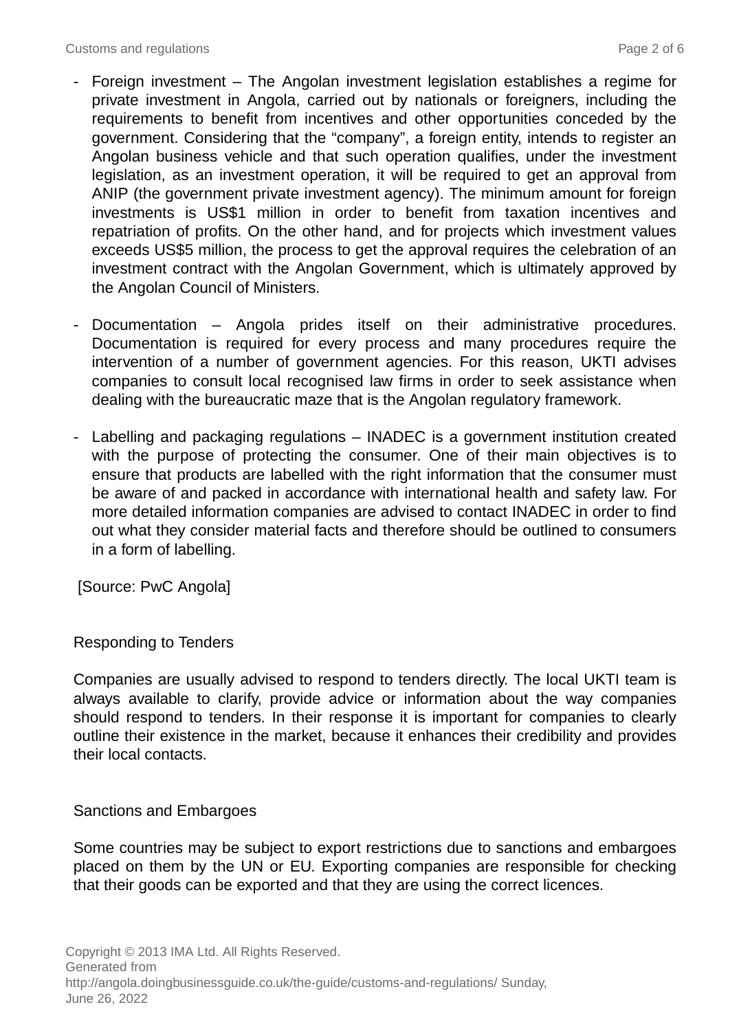- Foreign investment – The Angolan investment legislation establishes a regime for private investment in Angola, carried out by nationals or foreigners, including the requirements to benefit from incentives and other opportunities conceded by the government. Considering that the "company", a foreign entity, intends to register an Angolan business vehicle and that such operation qualifies, under the investment legislation, as an investment operation, it will be required to get an approval from ANIP (the government private investment agency). The minimum amount for foreign investments is US$1 million in order to benefit from taxation incentives and repatriation of profits. On the other hand, and for projects which investment values exceeds US$5 million, the process to get the approval requires the celebration of an investment contract with the Angolan Government, which is ultimately approved by the Angolan Council of Ministers.

- Documentation – Angola prides itself on their administrative procedures. Documentation is required for every process and many procedures require the intervention of a number of government agencies. For this reason, UKTI advises companies to consult local recognised law firms in order to seek assistance when dealing with the bureaucratic maze that is the Angolan regulatory framework.

- Labelling and packaging regulations – INADEC is a government institution created with the purpose of protecting the consumer. One of their main objectives is to ensure that products are labelled with the right information that the consumer must be aware of and packed in accordance with international health and safety law. For more detailed information companies are advised to contact INADEC in order to find out what they consider material facts and therefore should be outlined to consumers in a form of labelling.

[Source: PwC Angola]

## Responding to Tenders

Companies are usually advised to respond to tenders directly. The local UKTI team is always available to clarify, provide advice or information about the way companies should respond to tenders. In their response it is important for companies to clearly outline their existence in the market, because it enhances their credibility and provides their local contacts.

## Sanctions and Embargoes

Some countries may be subject to export restrictions due to sanctions and embargoes placed on them by the UN or EU. Exporting companies are responsible for checking that their goods can be exported and that they are using the correct licences.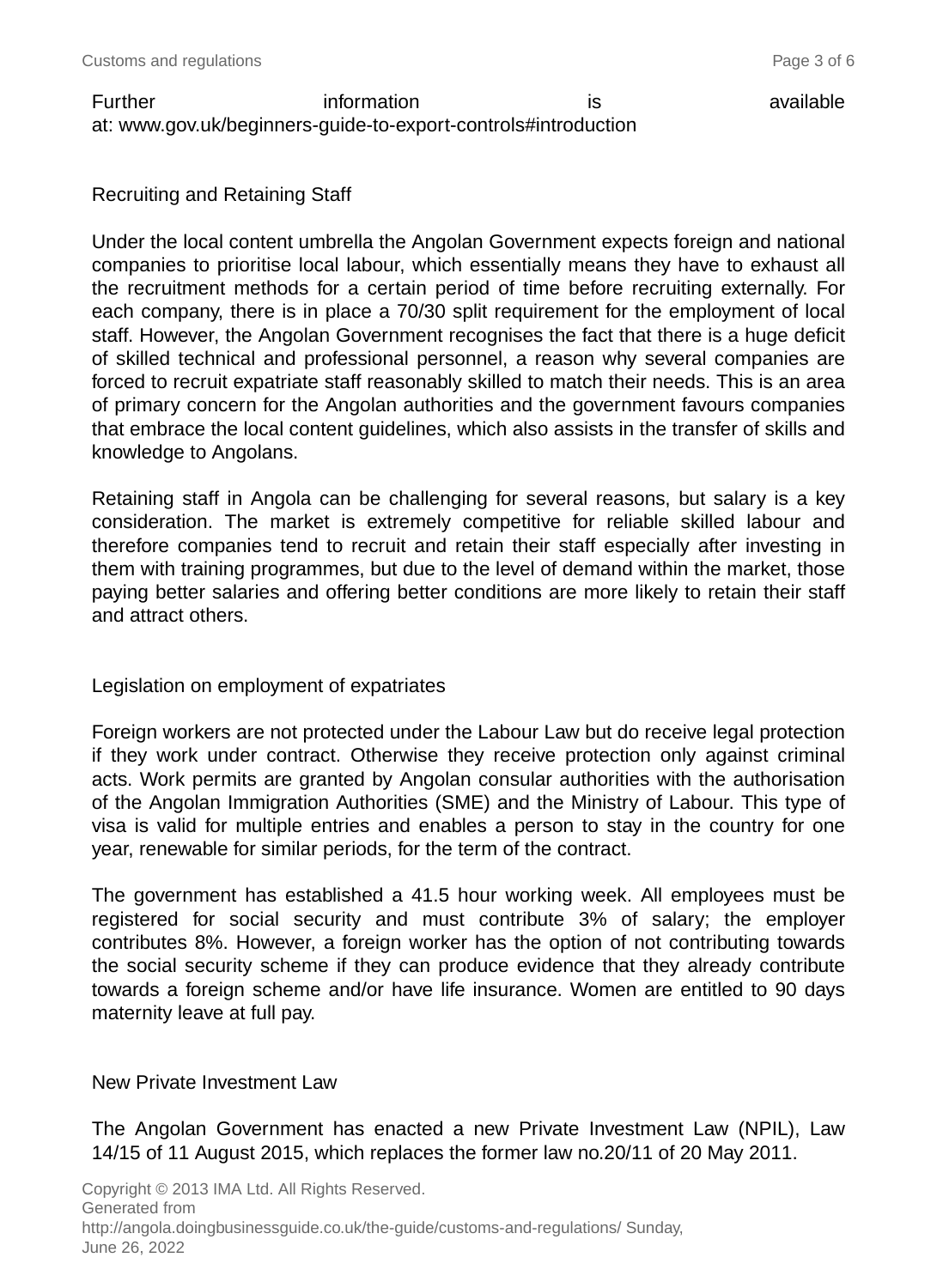Further information is available at: www.gov.uk/beginners-guide-to-export-controls#introduction

## Recruiting and Retaining Staff

Under the local content umbrella the Angolan Government expects foreign and national companies to prioritise local labour, which essentially means they have to exhaust all the recruitment methods for a certain period of time before recruiting externally. For each company, there is in place a 70/30 split requirement for the employment of local staff. However, the Angolan Government recognises the fact that there is a huge deficit of skilled technical and professional personnel, a reason why several companies are forced to recruit expatriate staff reasonably skilled to match their needs. This is an area of primary concern for the Angolan authorities and the government favours companies that embrace the local content guidelines, which also assists in the transfer of skills and knowledge to Angolans.

Retaining staff in Angola can be challenging for several reasons, but salary is a key consideration. The market is extremely competitive for reliable skilled labour and therefore companies tend to recruit and retain their staff especially after investing in them with training programmes, but due to the level of demand within the market, those paying better salaries and offering better conditions are more likely to retain their staff and attract others.

## Legislation on employment of expatriates

Foreign workers are not protected under the Labour Law but do receive legal protection if they work under contract. Otherwise they receive protection only against criminal acts. Work permits are granted by Angolan consular authorities with the authorisation of the Angolan Immigration Authorities (SME) and the Ministry of Labour. This type of visa is valid for multiple entries and enables a person to stay in the country for one year, renewable for similar periods, for the term of the contract.

The government has established a 41.5 hour working week. All employees must be registered for social security and must contribute 3% of salary; the employer contributes 8%. However, a foreign worker has the option of not contributing towards the social security scheme if they can produce evidence that they already contribute towards a foreign scheme and/or have life insurance. Women are entitled to 90 days maternity leave at full pay.

## New Private Investment Law

The Angolan Government has enacted a new Private Investment Law (NPIL), Law 14/15 of 11 August 2015, which replaces the former law no.20/11 of 20 May 2011.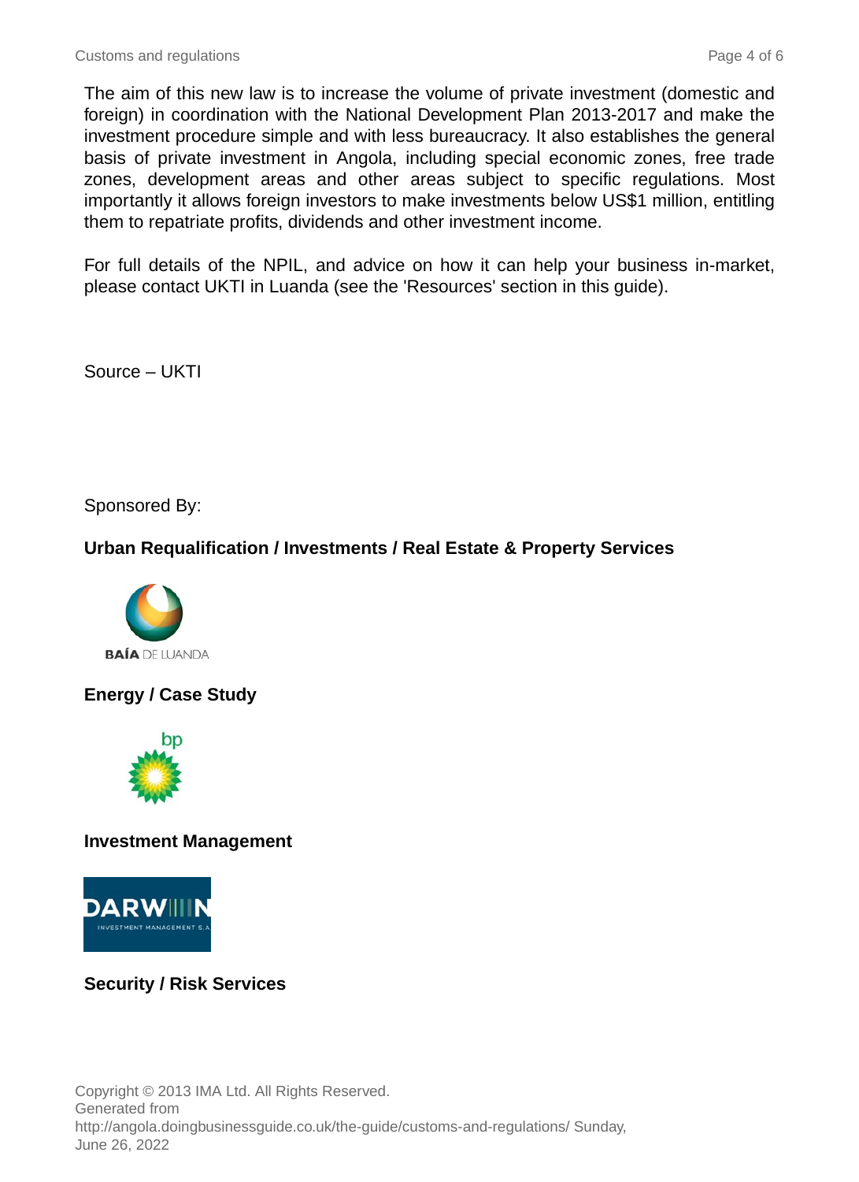The aim of this new law is to increase the volume of private investment (domestic and foreign) in coordination with the National Development Plan 2013-2017 and make the investment procedure simple and with less bureaucracy. It also establishes the general basis of private investment in Angola, including special economic zones, free trade zones, development areas and other areas subject to specific regulations. Most importantly it allows foreign investors to make investments below US$1 million, entitling them to repatriate profits, dividends and other investment income.

For full details of the NPIL, and advice on how it can help your business in-market, please contact UKTI in Luanda (see the 'Resources' section in this guide).

Source – UKTI

Sponsored By:

**Urban Requalification / Investments / Real Estate & Property Services**

BAÍA DE LUANDA

**Energy / Case Study**

bp

**Investment Management**

DARWIN INVESTMENT MANAGEMENT S.A.

**Security / Risk Services**

Copyright © 2013 IMA Ltd. All Rights Reserved.
Generated from http://angola.doingbusinessguide.co.uk/the-guide/customs-and-regulations/ Sunday, June 26, 2022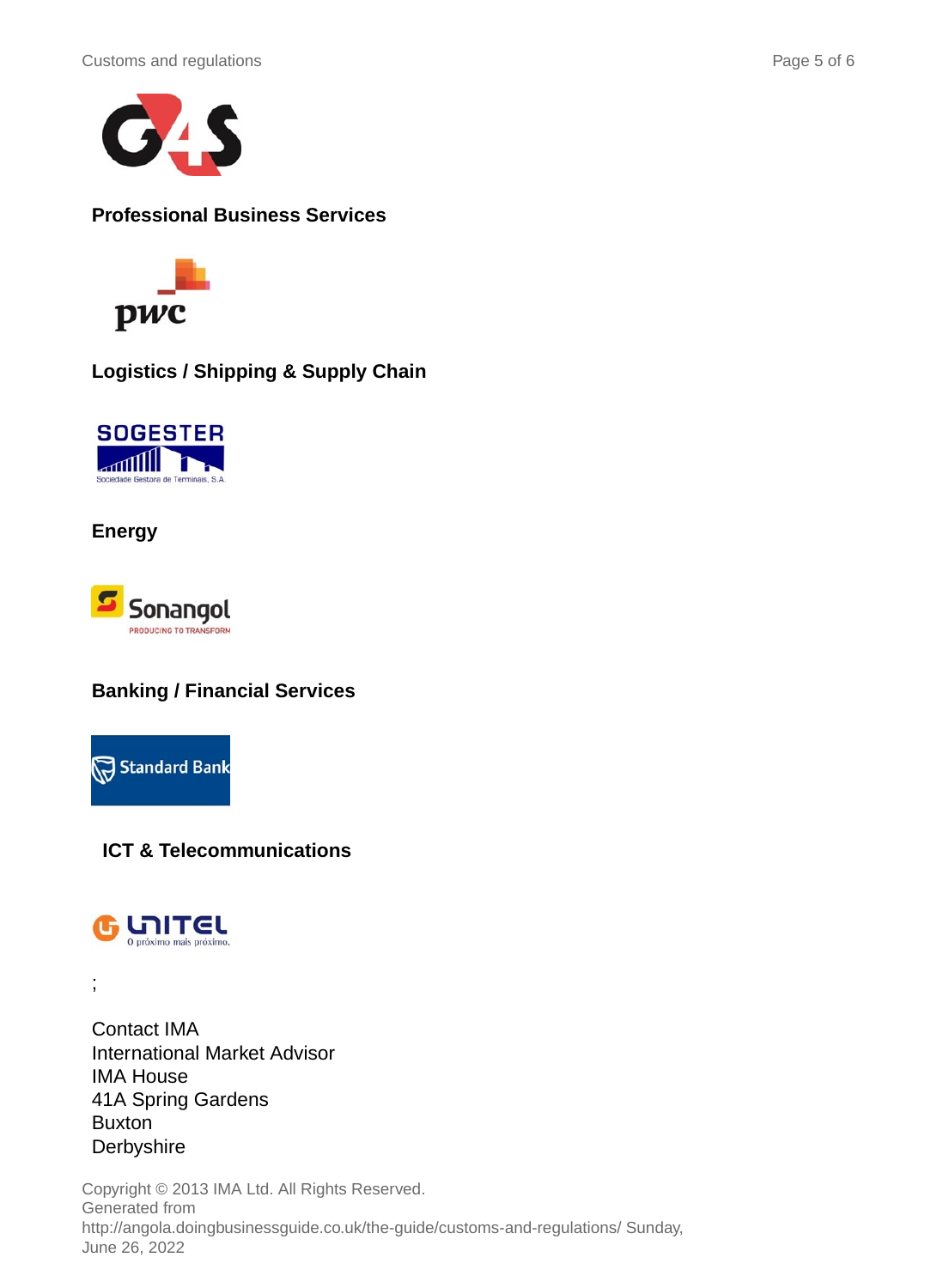**Professional Business Services**

**Logistics / Shipping & Supply Chain**

**Energy**

**Banking / Financial Services**

**ICT & Telecommunications**

;

Contact IMA
International Market Advisor
IMA House
41A Spring Gardens
Buxton
Derbyshire

Copyright © 2013 IMA Ltd. All Rights Reserved.
Generated from
http://angola.doingbusinessguide.co.uk/the-guide/customs-and-regulations/ Sunday, June 26, 2022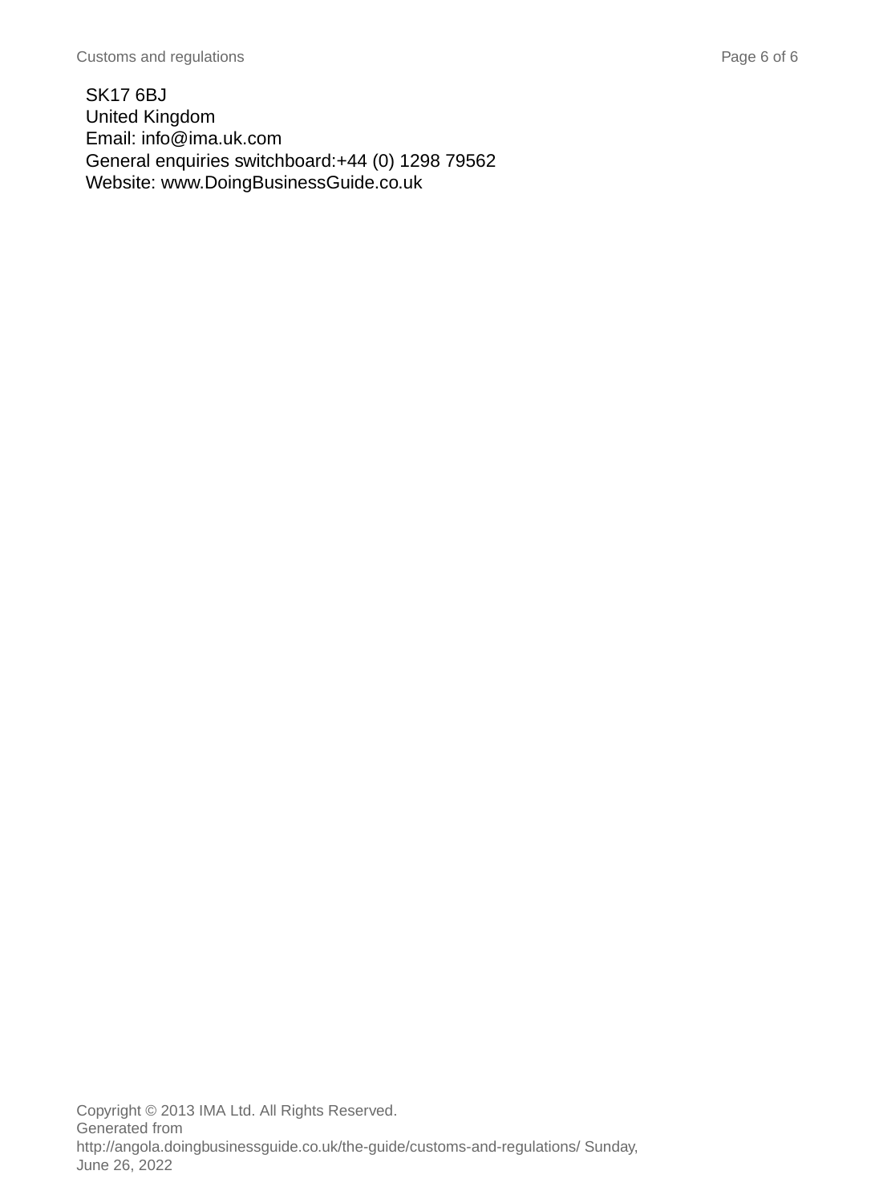SK17 6BJ
United Kingdom
Email: info@ima.uk.com
General enquiries switchboard:+44 (0) 1298 79562
Website: www.DoingBusinessGuide.co.uk

Copyright © 2013 IMA Ltd. All Rights Reserved.
Generated from
http://angola.doingbusinessguide.co.uk/the-guide/customs-and-regulations/ Sunday,
June 26, 2022